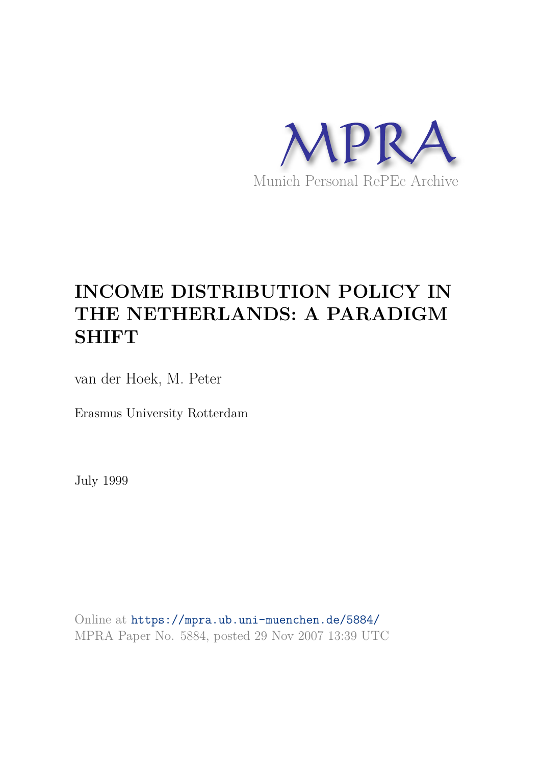MPRA

Munich Personal RePEc Archive

# INCOME DISTRIBUTION POLICY IN THE NETHERLANDS: A PARADIGM SHIFT

van der Hoek, M. Peter

Erasmus University Rotterdam

July 1999

Online at https://mpra.ub.uni-muenchen.de/5884/
MPRA Paper No. 5884, posted 29 Nov 2007 13:39 UTC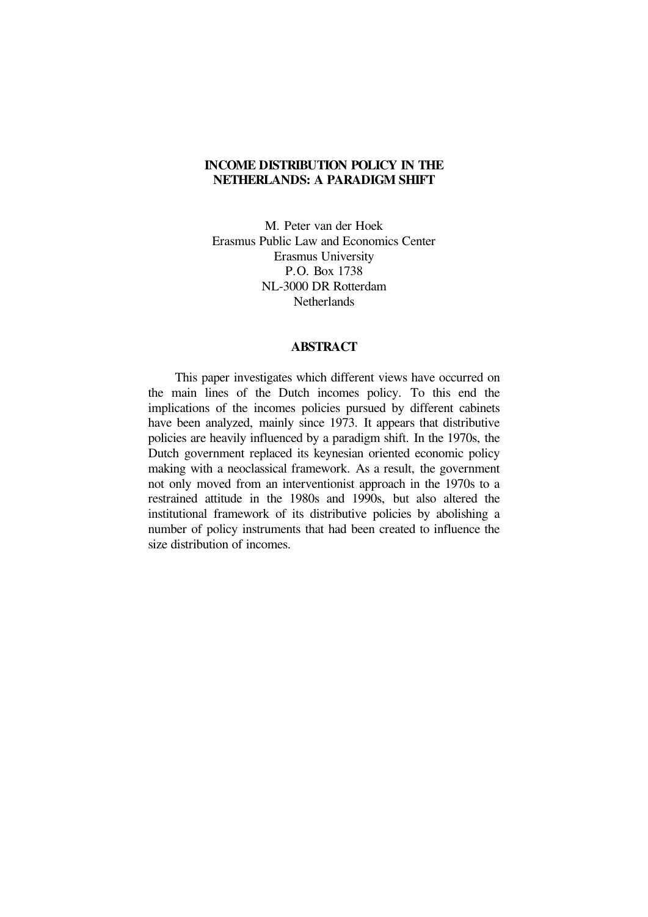# INCOME DISTRIBUTION POLICY IN THE NETHERLANDS: A PARADIGM SHIFT

M. Peter van der Hoek
Erasmus Public Law and Economics Center
Erasmus University
P.O. Box 1738
NL-3000 DR Rotterdam
Netherlands

## ABSTRACT

This paper investigates which different views have occurred on the main lines of the Dutch incomes policy. To this end the implications of the incomes policies pursued by different cabinets have been analyzed, mainly since 1973. It appears that distributive policies are heavily influenced by a paradigm shift. In the 1970s, the Dutch government replaced its keynesian oriented economic policy making with a neoclassical framework. As a result, the government not only moved from an interventionist approach in the 1970s to a restrained attitude in the 1980s and 1990s, but also altered the institutional framework of its distributive policies by abolishing a number of policy instruments that had been created to influence the size distribution of incomes.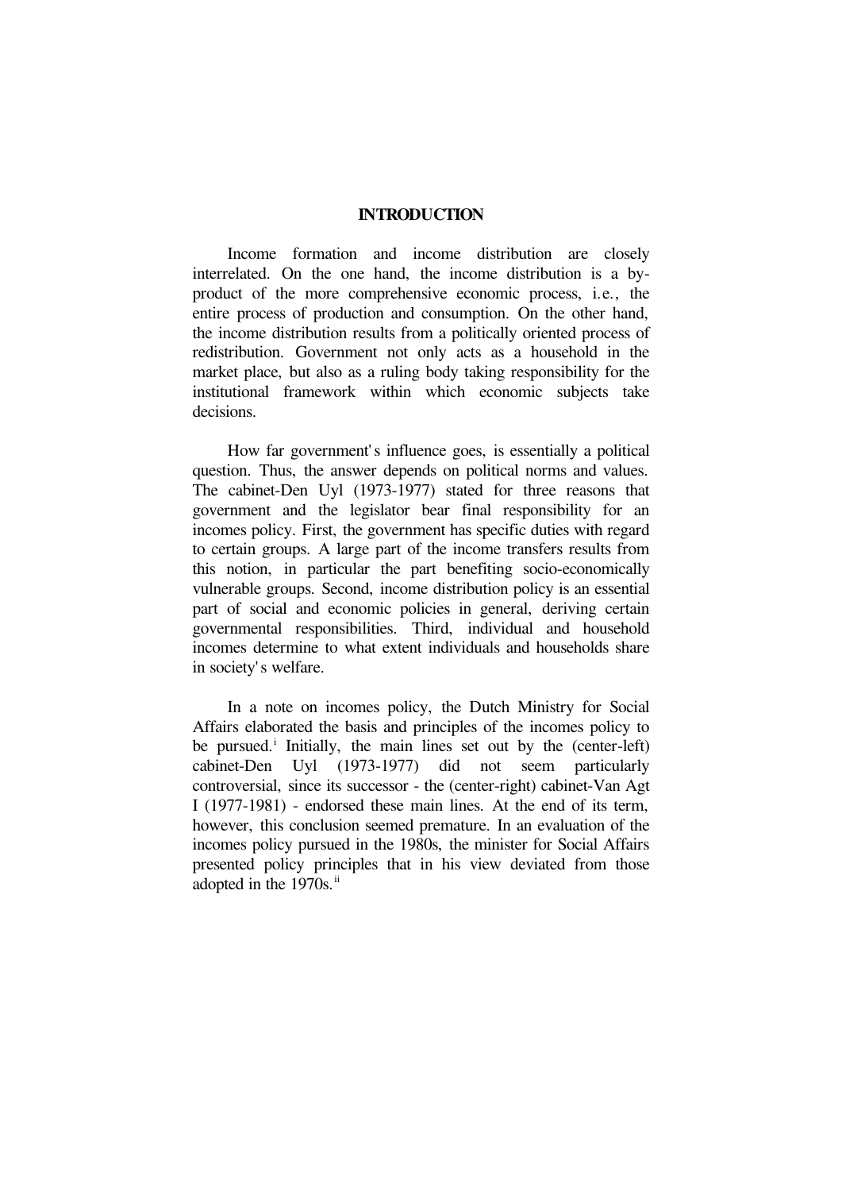# INTRODUCTION

Income formation and income distribution are closely interrelated. On the one hand, the income distribution is a by-product of the more comprehensive economic process, i.e., the entire process of production and consumption. On the other hand, the income distribution results from a politically oriented process of redistribution. Government not only acts as a household in the market place, but also as a ruling body taking responsibility for the institutional framework within which economic subjects take decisions.

How far government's influence goes, is essentially a political question. Thus, the answer depends on political norms and values. The cabinet-Den Uyl (1973-1977) stated for three reasons that government and the legislator bear final responsibility for an incomes policy. First, the government has specific duties with regard to certain groups. A large part of the income transfers results from this notion, in particular the part benefiting socio-economically vulnerable groups. Second, income distribution policy is an essential part of social and economic policies in general, deriving certain governmental responsibilities. Third, individual and household incomes determine to what extent individuals and households share in society's welfare.

In a note on incomes policy, the Dutch Ministry for Social Affairs elaborated the basis and principles of the incomes policy to be pursued.[i] Initially, the main lines set out by the (center-left) cabinet-Den Uyl (1973-1977) did not seem particularly controversial, since its successor - the (center-right) cabinet-Van Agt I (1977-1981) - endorsed these main lines. At the end of its term, however, this conclusion seemed premature. In an evaluation of the incomes policy pursued in the 1980s, the minister for Social Affairs presented policy principles that in his view deviated from those adopted in the 1970s.[ii]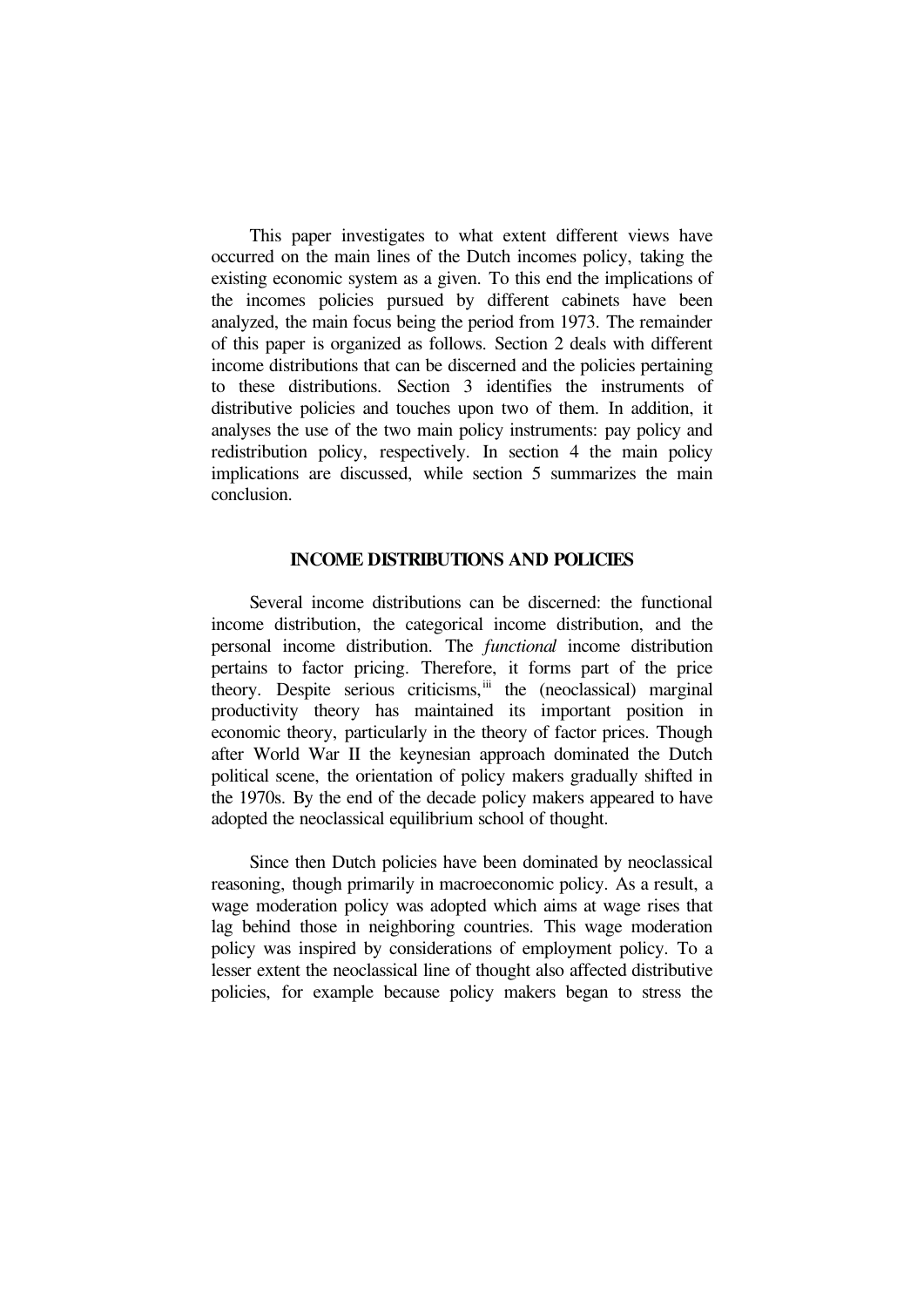This paper investigates to what extent different views have occurred on the main lines of the Dutch incomes policy, taking the existing economic system as a given. To this end the implications of the incomes policies pursued by different cabinets have been analyzed, the main focus being the period from 1973. The remainder of this paper is organized as follows. Section 2 deals with different income distributions that can be discerned and the policies pertaining to these distributions. Section 3 identifies the instruments of distributive policies and touches upon two of them. In addition, it analyses the use of the two main policy instruments: pay policy and redistribution policy, respectively. In section 4 the main policy implications are discussed, while section 5 summarizes the main conclusion.

## INCOME DISTRIBUTIONS AND POLICIES

Several income distributions can be discerned: the functional income distribution, the categorical income distribution, and the personal income distribution. The *functional* income distribution pertains to factor pricing. Therefore, it forms part of the price theory. Despite serious criticisms,[iii] the (neoclassical) marginal productivity theory has maintained its important position in economic theory, particularly in the theory of factor prices. Though after World War II the keynesian approach dominated the Dutch political scene, the orientation of policy makers gradually shifted in the 1970s. By the end of the decade policy makers appeared to have adopted the neoclassical equilibrium school of thought.

Since then Dutch policies have been dominated by neoclassical reasoning, though primarily in macroeconomic policy. As a result, a wage moderation policy was adopted which aims at wage rises that lag behind those in neighboring countries. This wage moderation policy was inspired by considerations of employment policy. To a lesser extent the neoclassical line of thought also affected distributive policies, for example because policy makers began to stress the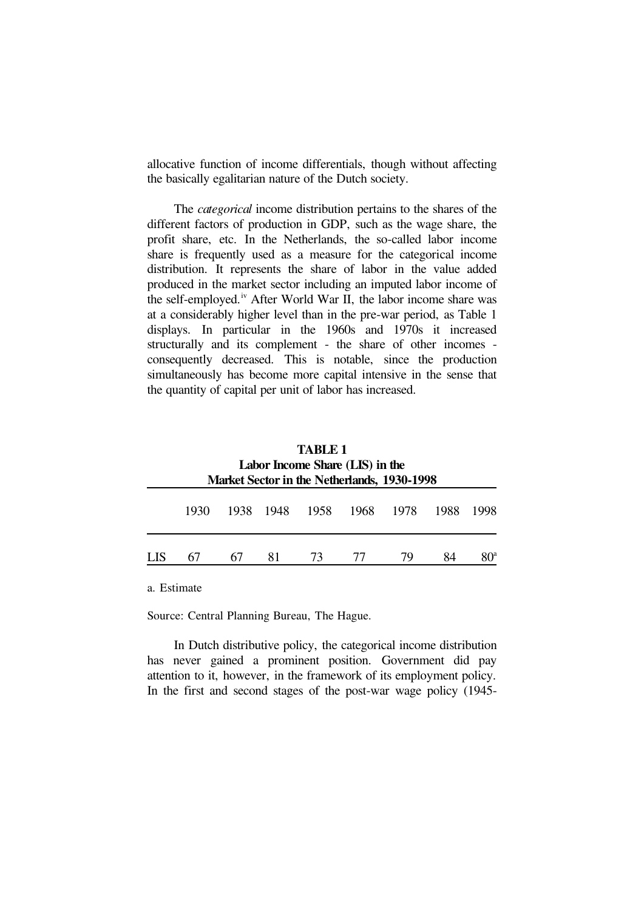allocative function of income differentials, though without affecting the basically egalitarian nature of the Dutch society.

The *categorical* income distribution pertains to the shares of the different factors of production in GDP, such as the wage share, the profit share, etc. In the Netherlands, the so-called labor income share is frequently used as a measure for the categorical income distribution. It represents the share of labor in the value added produced in the market sector including an imputed labor income of the self-employed.[iv] After World War II, the labor income share was at a considerably higher level than in the pre-war period, as Table 1 displays. In particular in the 1960s and 1970s it increased structurally and its complement - the share of other incomes - consequently decreased. This is notable, since the production simultaneously has become more capital intensive in the sense that the quantity of capital per unit of labor has increased.

**TABLE 1**
**Labor Income Share (LIS) in the Market Sector in the Netherlands, 1930-1998**

| | 1930 | 1938 | 1948 | 1958 | 1968 | 1978 | 1988 | 1998 |
|---|---|---|---|---|---|---|---|---|
| LIS | 67 | 67 | 81 | 73 | 77 | 79 | 84 | 80[a] |

a. Estimate

Source: Central Planning Bureau, The Hague.

In Dutch distributive policy, the categorical income distribution has never gained a prominent position. Government did pay attention to it, however, in the framework of its employment policy. In the first and second stages of the post-war wage policy (1945-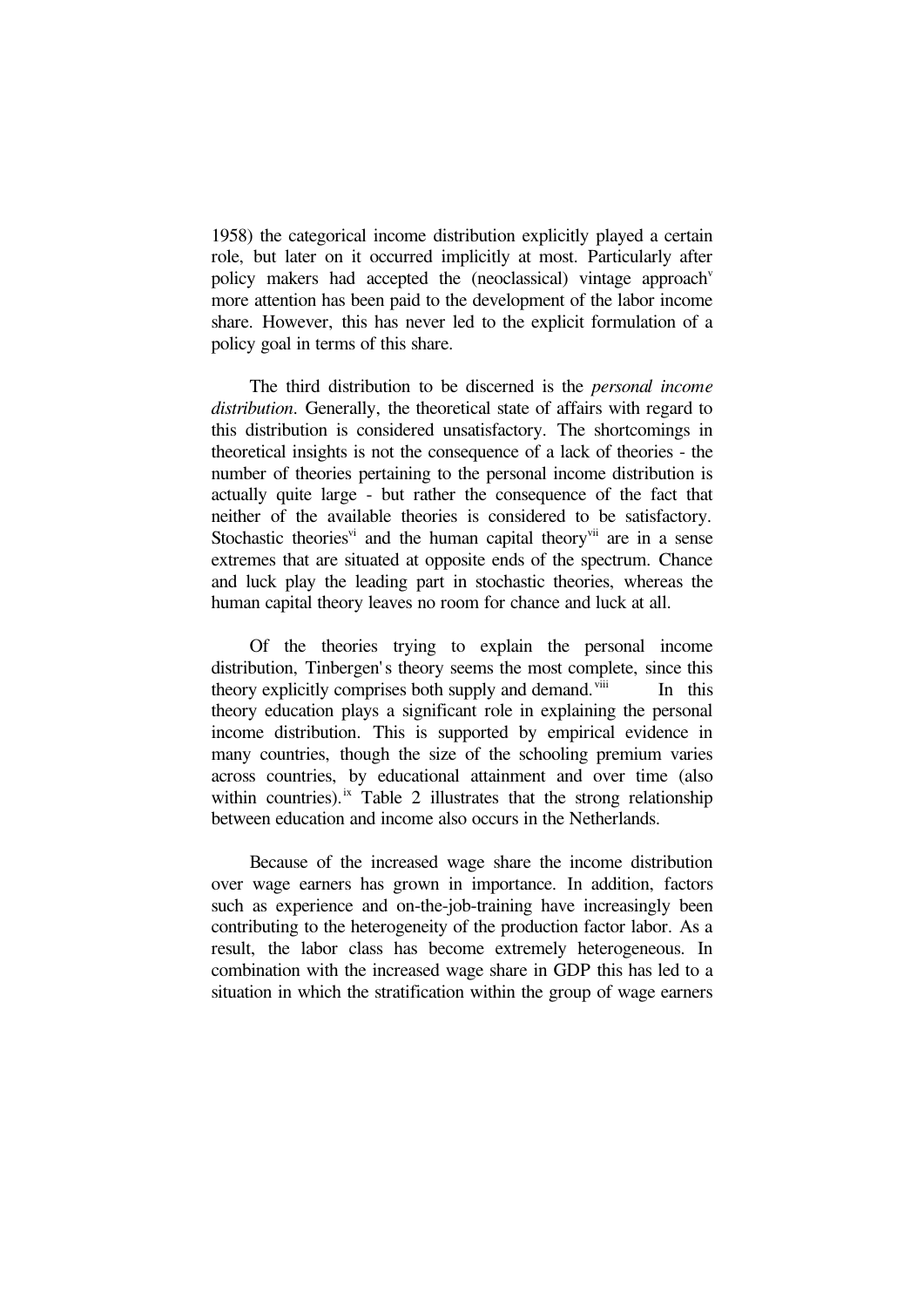1958) the categorical income distribution explicitly played a certain role, but later on it occurred implicitly at most. Particularly after policy makers had accepted the (neoclassical) vintage approach[v] more attention has been paid to the development of the labor income share. However, this has never led to the explicit formulation of a policy goal in terms of this share.

The third distribution to be discerned is the *personal income distribution*. Generally, the theoretical state of affairs with regard to this distribution is considered unsatisfactory. The shortcomings in theoretical insights is not the consequence of a lack of theories - the number of theories pertaining to the personal income distribution is actually quite large - but rather the consequence of the fact that neither of the available theories is considered to be satisfactory. Stochastic theories[vi] and the human capital theory[vii] are in a sense extremes that are situated at opposite ends of the spectrum. Chance and luck play the leading part in stochastic theories, whereas the human capital theory leaves no room for chance and luck at all.

Of the theories trying to explain the personal income distribution, Tinbergen's theory seems the most complete, since this theory explicitly comprises both supply and demand.[viii] In this theory education plays a significant role in explaining the personal income distribution. This is supported by empirical evidence in many countries, though the size of the schooling premium varies across countries, by educational attainment and over time (also within countries).[ix] Table 2 illustrates that the strong relationship between education and income also occurs in the Netherlands.

Because of the increased wage share the income distribution over wage earners has grown in importance. In addition, factors such as experience and on-the-job-training have increasingly been contributing to the heterogeneity of the production factor labor. As a result, the labor class has become extremely heterogeneous. In combination with the increased wage share in GDP this has led to a situation in which the stratification within the group of wage earners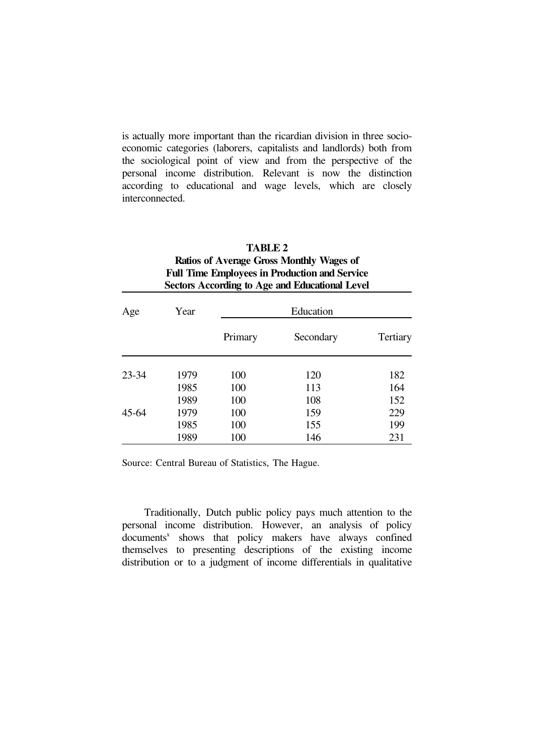is actually more important than the ricardian division in three socio-economic categories (laborers, capitalists and landlords) both from the sociological point of view and from the perspective of the personal income distribution. Relevant is now the distinction according to educational and wage levels, which are closely interconnected.

**TABLE 2**
**Ratios of Average Gross Monthly Wages of Full Time Employees in Production and Service Sectors According to Age and Educational Level**

| Age | Year | Education | | |
|---|---|---|---|---|
| | | Primary | Secondary | Tertiary |
| 23-34 | 1979 | 100 | 120 | 182 |
| | 1985 | 100 | 113 | 164 |
| | 1989 | 100 | 108 | 152 |
| 45-64 | 1979 | 100 | 159 | 229 |
| | 1985 | 100 | 155 | 199 |
| | 1989 | 100 | 146 | 231 |

Source: Central Bureau of Statistics, The Hague.

Traditionally, Dutch public policy pays much attention to the personal income distribution. However, an analysis of policy documents[x] shows that policy makers have always confined themselves to presenting descriptions of the existing income distribution or to a judgment of income differentials in qualitative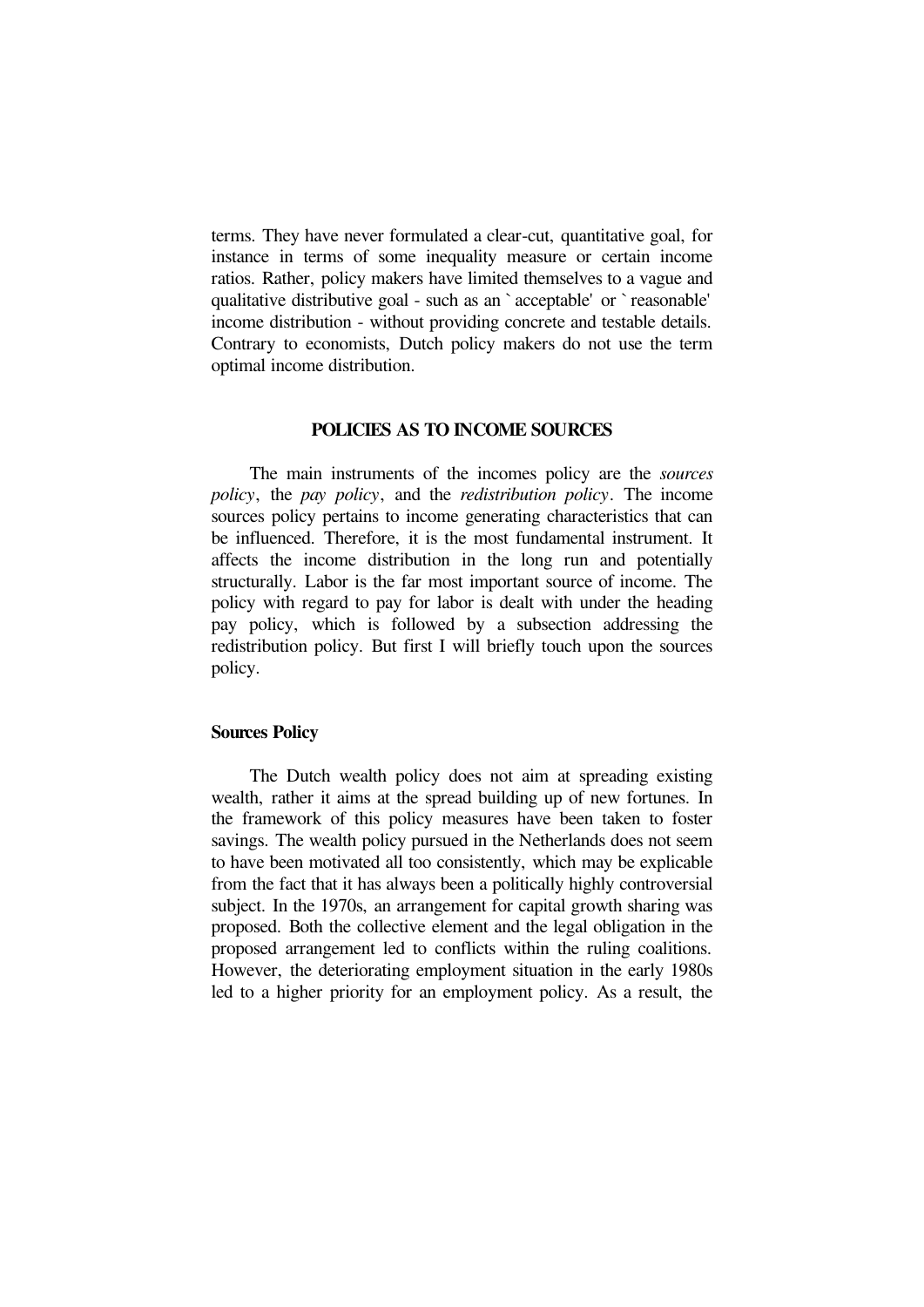terms. They have never formulated a clear-cut, quantitative goal, for instance in terms of some inequality measure or certain income ratios. Rather, policy makers have limited themselves to a vague and qualitative distributive goal - such as an `acceptable' or `reasonable' income distribution - without providing concrete and testable details. Contrary to economists, Dutch policy makers do not use the term optimal income distribution.

## POLICIES AS TO INCOME SOURCES

The main instruments of the incomes policy are the *sources policy*, the *pay policy*, and the *redistribution policy*. The income sources policy pertains to income generating characteristics that can be influenced. Therefore, it is the most fundamental instrument. It affects the income distribution in the long run and potentially structurally. Labor is the far most important source of income. The policy with regard to pay for labor is dealt with under the heading pay policy, which is followed by a subsection addressing the redistribution policy. But first I will briefly touch upon the sources policy.

### Sources Policy

The Dutch wealth policy does not aim at spreading existing wealth, rather it aims at the spread building up of new fortunes. In the framework of this policy measures have been taken to foster savings. The wealth policy pursued in the Netherlands does not seem to have been motivated all too consistently, which may be explicable from the fact that it has always been a politically highly controversial subject. In the 1970s, an arrangement for capital growth sharing was proposed. Both the collective element and the legal obligation in the proposed arrangement led to conflicts within the ruling coalitions. However, the deteriorating employment situation in the early 1980s led to a higher priority for an employment policy. As a result, the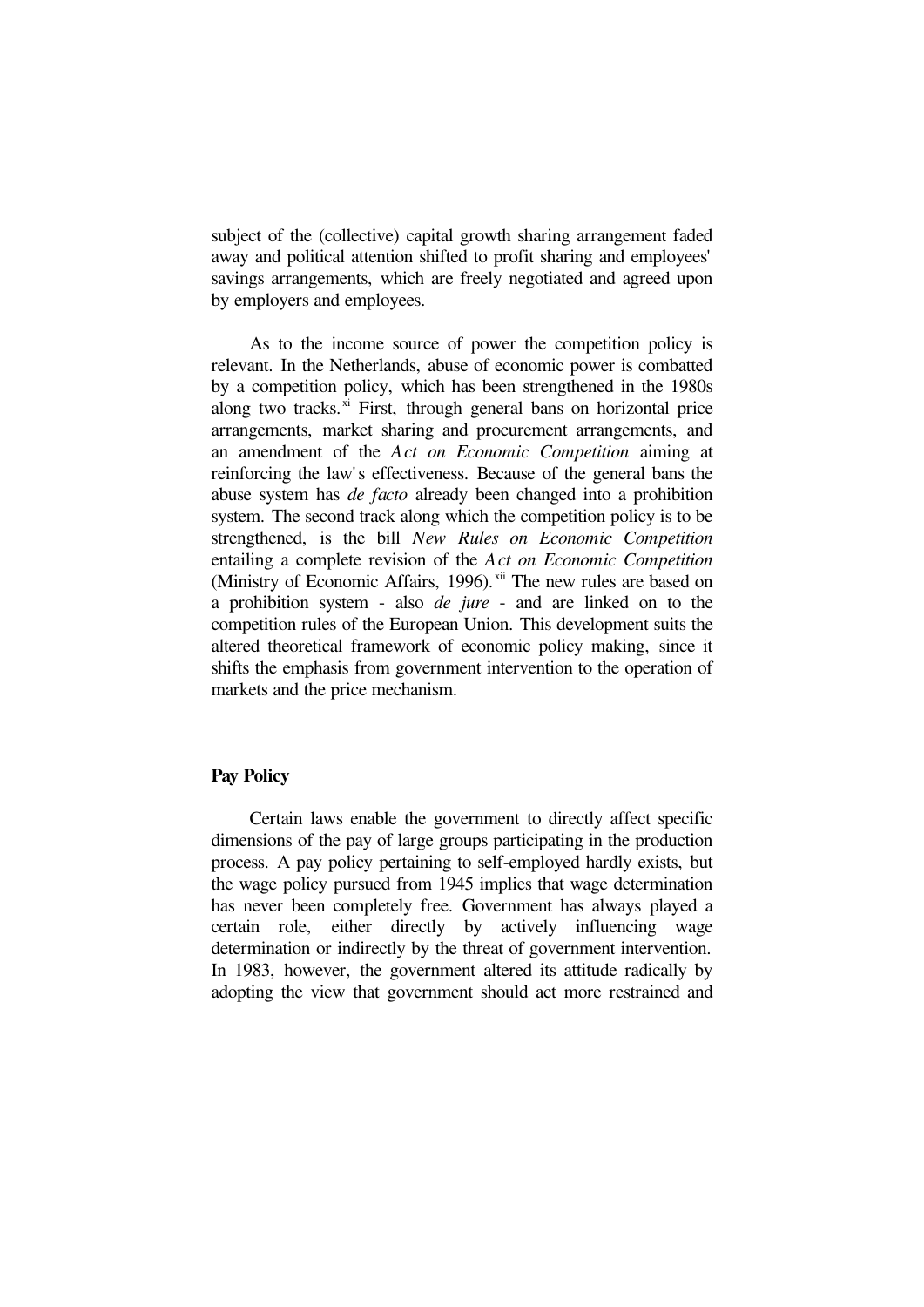subject of the (collective) capital growth sharing arrangement faded away and political attention shifted to profit sharing and employees' savings arrangements, which are freely negotiated and agreed upon by employers and employees.

As to the income source of power the competition policy is relevant. In the Netherlands, abuse of economic power is combatted by a competition policy, which has been strengthened in the 1980s along two tracks.[xi] First, through general bans on horizontal price arrangements, market sharing and procurement arrangements, and an amendment of the *Act on Economic Competition* aiming at reinforcing the law's effectiveness. Because of the general bans the abuse system has *de facto* already been changed into a prohibition system. The second track along which the competition policy is to be strengthened, is the bill *New Rules on Economic Competition* entailing a complete revision of the *Act on Economic Competition* (Ministry of Economic Affairs, 1996).[xii] The new rules are based on a prohibition system - also *de jure* - and are linked on to the competition rules of the European Union. This development suits the altered theoretical framework of economic policy making, since it shifts the emphasis from government intervention to the operation of markets and the price mechanism.

**Pay Policy**

Certain laws enable the government to directly affect specific dimensions of the pay of large groups participating in the production process. A pay policy pertaining to self-employed hardly exists, but the wage policy pursued from 1945 implies that wage determination has never been completely free. Government has always played a certain role, either directly by actively influencing wage determination or indirectly by the threat of government intervention. In 1983, however, the government altered its attitude radically by adopting the view that government should act more restrained and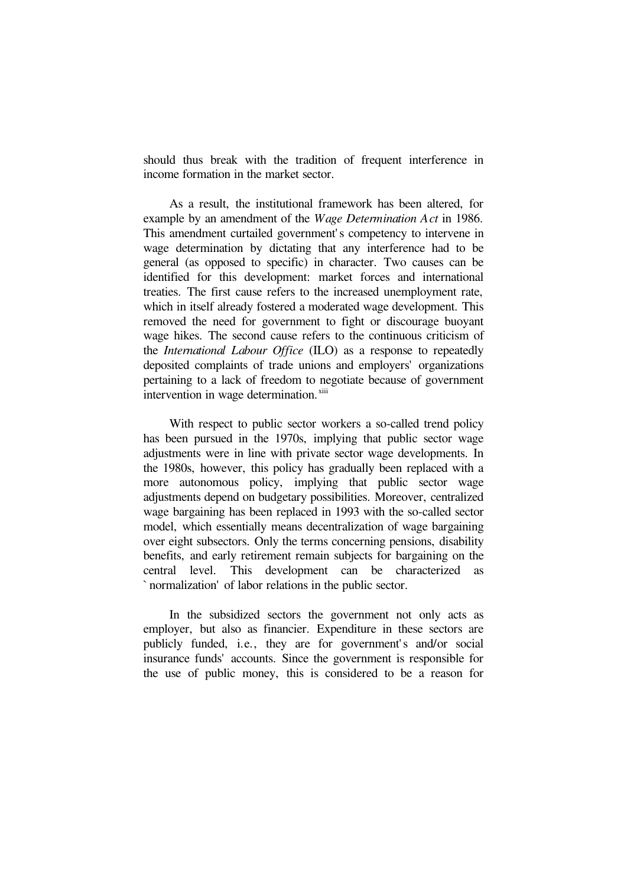should thus break with the tradition of frequent interference in income formation in the market sector.

As a result, the institutional framework has been altered, for example by an amendment of the *Wage Determination Act* in 1986. This amendment curtailed government's competency to intervene in wage determination by dictating that any interference had to be general (as opposed to specific) in character. Two causes can be identified for this development: market forces and international treaties. The first cause refers to the increased unemployment rate, which in itself already fostered a moderated wage development. This removed the need for government to fight or discourage buoyant wage hikes. The second cause refers to the continuous criticism of the *International Labour Office* (ILO) as a response to repeatedly deposited complaints of trade unions and employers' organizations pertaining to a lack of freedom to negotiate because of government intervention in wage determination.[xiii]

With respect to public sector workers a so-called trend policy has been pursued in the 1970s, implying that public sector wage adjustments were in line with private sector wage developments. In the 1980s, however, this policy has gradually been replaced with a more autonomous policy, implying that public sector wage adjustments depend on budgetary possibilities. Moreover, centralized wage bargaining has been replaced in 1993 with the so-called sector model, which essentially means decentralization of wage bargaining over eight subsectors. Only the terms concerning pensions, disability benefits, and early retirement remain subjects for bargaining on the central level. This development can be characterized as `normalization' of labor relations in the public sector.

In the subsidized sectors the government not only acts as employer, but also as financier. Expenditure in these sectors are publicly funded, i.e., they are for government's and/or social insurance funds' accounts. Since the government is responsible for the use of public money, this is considered to be a reason for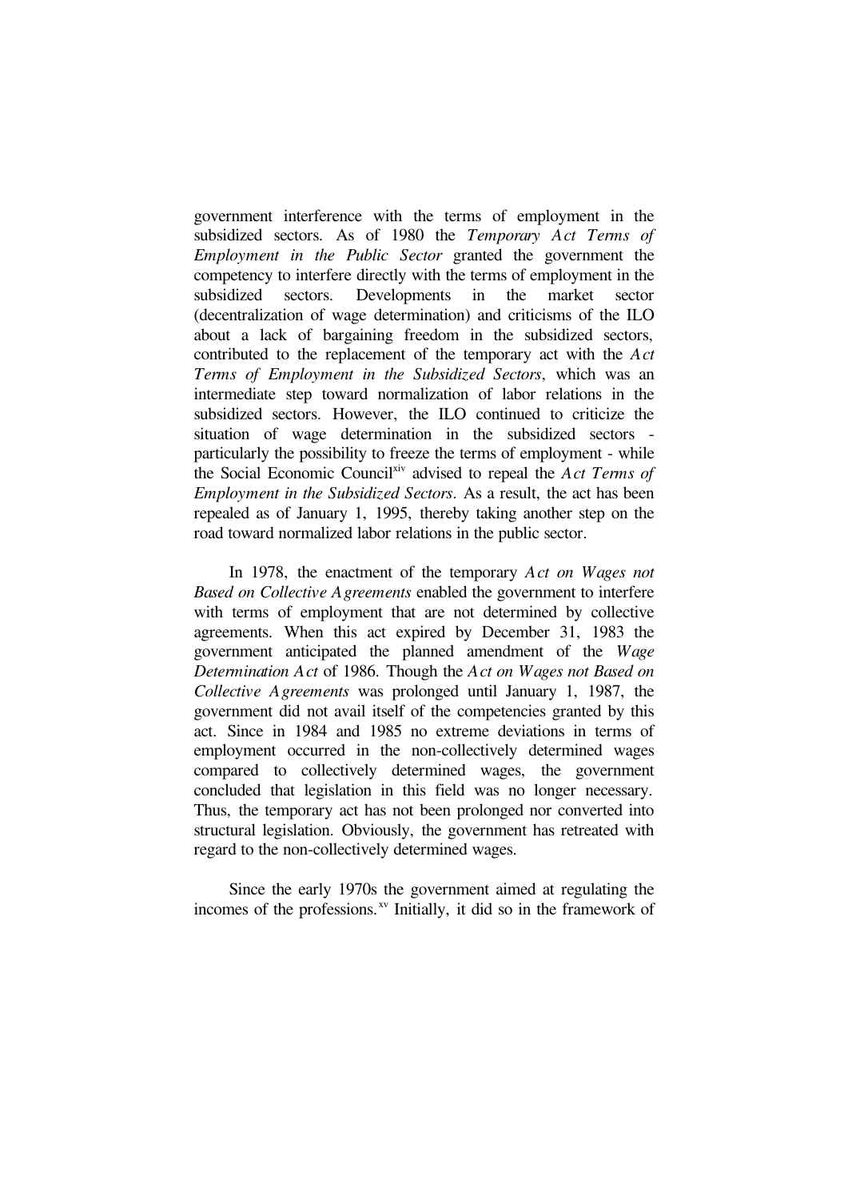government interference with the terms of employment in the subsidized sectors. As of 1980 the *Temporary Act Terms of Employment in the Public Sector* granted the government the competency to interfere directly with the terms of employment in the subsidized sectors. Developments in the market sector (decentralization of wage determination) and criticisms of the ILO about a lack of bargaining freedom in the subsidized sectors, contributed to the replacement of the temporary act with the *Act Terms of Employment in the Subsidized Sectors*, which was an intermediate step toward normalization of labor relations in the subsidized sectors. However, the ILO continued to criticize the situation of wage determination in the subsidized sectors - particularly the possibility to freeze the terms of employment - while the Social Economic Council[xiv] advised to repeal the *Act Terms of Employment in the Subsidized Sectors*. As a result, the act has been repealed as of January 1, 1995, thereby taking another step on the road toward normalized labor relations in the public sector.

In 1978, the enactment of the temporary *Act on Wages not Based on Collective Agreements* enabled the government to interfere with terms of employment that are not determined by collective agreements. When this act expired by December 31, 1983 the government anticipated the planned amendment of the *Wage Determination Act* of 1986. Though the *Act on Wages not Based on Collective Agreements* was prolonged until January 1, 1987, the government did not avail itself of the competencies granted by this act. Since in 1984 and 1985 no extreme deviations in terms of employment occurred in the non-collectively determined wages compared to collectively determined wages, the government concluded that legislation in this field was no longer necessary. Thus, the temporary act has not been prolonged nor converted into structural legislation. Obviously, the government has retreated with regard to the non-collectively determined wages.

Since the early 1970s the government aimed at regulating the incomes of the professions.[xv] Initially, it did so in the framework of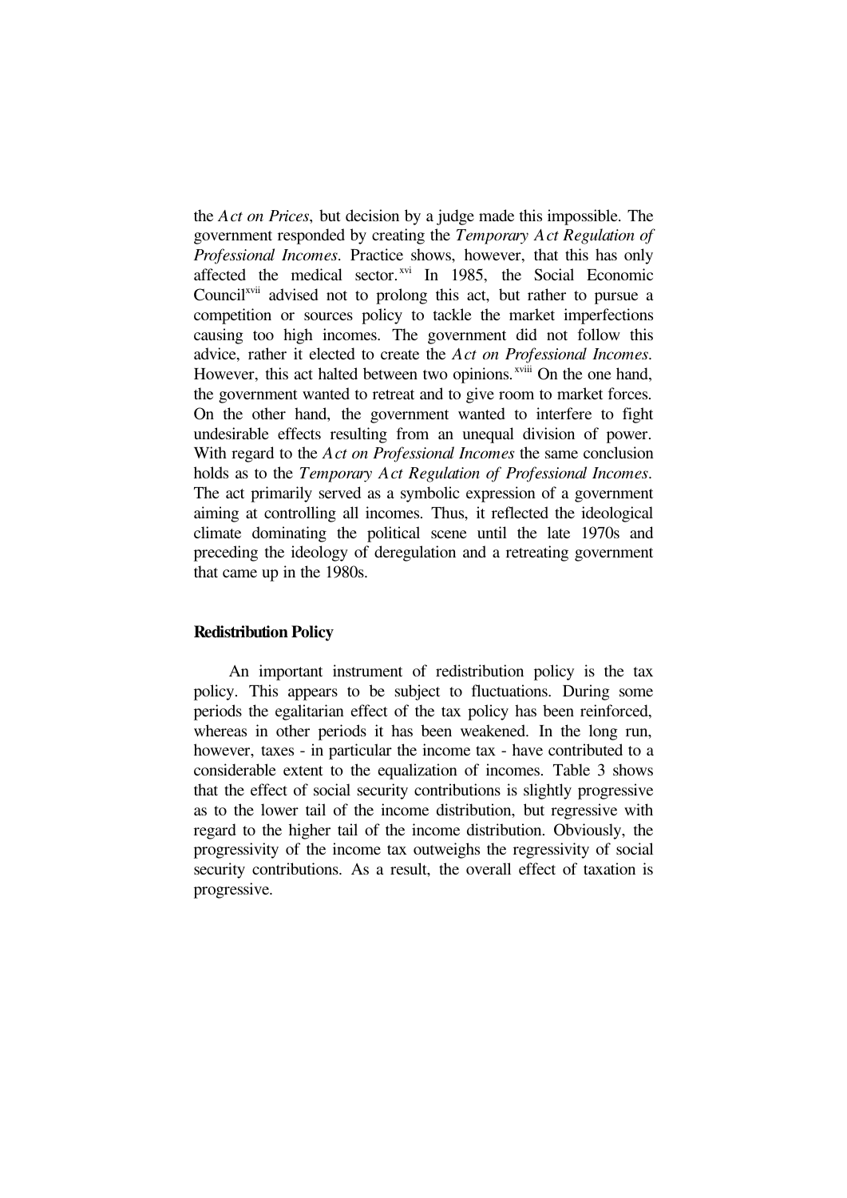the *Act on Prices*, but decision by a judge made this impossible. The government responded by creating the *Temporary Act Regulation of Professional Incomes*. Practice shows, however, that this has only affected the medical sector.[xvi] In 1985, the Social Economic Council[xvii] advised not to prolong this act, but rather to pursue a competition or sources policy to tackle the market imperfections causing too high incomes. The government did not follow this advice, rather it elected to create the *Act on Professional Incomes*. However, this act halted between two opinions.[xviii] On the one hand, the government wanted to retreat and to give room to market forces. On the other hand, the government wanted to interfere to fight undesirable effects resulting from an unequal division of power. With regard to the *Act on Professional Incomes* the same conclusion holds as to the *Temporary Act Regulation of Professional Incomes*. The act primarily served as a symbolic expression of a government aiming at controlling all incomes. Thus, it reflected the ideological climate dominating the political scene until the late 1970s and preceding the ideology of deregulation and a retreating government that came up in the 1980s.

**Redistribution Policy**

An important instrument of redistribution policy is the tax policy. This appears to be subject to fluctuations. During some periods the egalitarian effect of the tax policy has been reinforced, whereas in other periods it has been weakened. In the long run, however, taxes - in particular the income tax - have contributed to a considerable extent to the equalization of incomes. Table 3 shows that the effect of social security contributions is slightly progressive as to the lower tail of the income distribution, but regressive with regard to the higher tail of the income distribution. Obviously, the progressivity of the income tax outweighs the regressivity of social security contributions. As a result, the overall effect of taxation is progressive.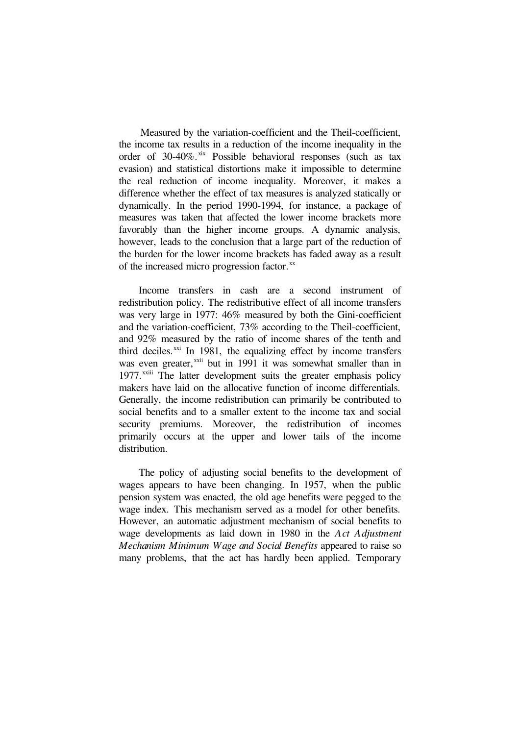Measured by the variation-coefficient and the Theil-coefficient, the income tax results in a reduction of the income inequality in the order of 30-40%.[xix] Possible behavioral responses (such as tax evasion) and statistical distortions make it impossible to determine the real reduction of income inequality. Moreover, it makes a difference whether the effect of tax measures is analyzed statically or dynamically. In the period 1990-1994, for instance, a package of measures was taken that affected the lower income brackets more favorably than the higher income groups. A dynamic analysis, however, leads to the conclusion that a large part of the reduction of the burden for the lower income brackets has faded away as a result of the increased micro progression factor.[xx]

Income transfers in cash are a second instrument of redistribution policy. The redistributive effect of all income transfers was very large in 1977: 46% measured by both the Gini-coefficient and the variation-coefficient, 73% according to the Theil-coefficient, and 92% measured by the ratio of income shares of the tenth and third deciles.[xxi] In 1981, the equalizing effect by income transfers was even greater,[xxii] but in 1991 it was somewhat smaller than in 1977.[xxiii] The latter development suits the greater emphasis policy makers have laid on the allocative function of income differentials. Generally, the income redistribution can primarily be contributed to social benefits and to a smaller extent to the income tax and social security premiums. Moreover, the redistribution of incomes primarily occurs at the upper and lower tails of the income distribution.

The policy of adjusting social benefits to the development of wages appears to have been changing. In 1957, when the public pension system was enacted, the old age benefits were pegged to the wage index. This mechanism served as a model for other benefits. However, an automatic adjustment mechanism of social benefits to wage developments as laid down in 1980 in the *Act Adjustment Mechanism Minimum Wage and Social Benefits* appeared to raise so many problems, that the act has hardly been applied. Temporary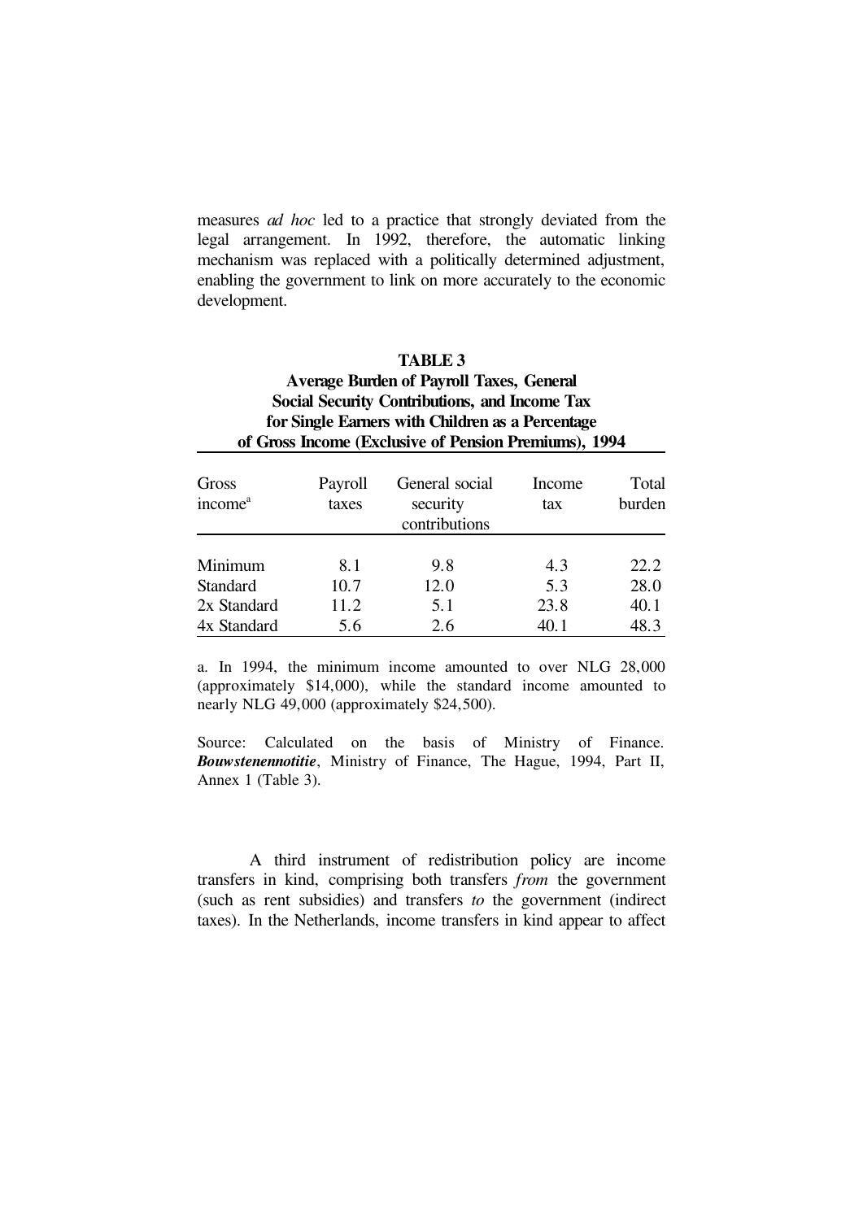measures *ad hoc* led to a practice that strongly deviated from the legal arrangement. In 1992, therefore, the automatic linking mechanism was replaced with a politically determined adjustment, enabling the government to link on more accurately to the economic development.

**TABLE 3**
**Average Burden of Payroll Taxes, General Social Security Contributions, and Income Tax for Single Earners with Children as a Percentage of Gross Income (Exclusive of Pension Premiums), 1994**

| Gross income[a] | Payroll taxes | General social security contributions | Income tax | Total burden |
|---|---|---|---|---|
| Minimum | 8.1 | 9.8 | 4.3 | 22.2 |
| Standard | 10.7 | 12.0 | 5.3 | 28.0 |
| 2x Standard | 11.2 | 5.1 | 23.8 | 40.1 |
| 4x Standard | 5.6 | 2.6 | 40.1 | 48.3 |

a. In 1994, the minimum income amounted to over NLG 28,000 (approximately \$14,000), while the standard income amounted to nearly NLG 49,000 (approximately \$24,500).

Source: Calculated on the basis of Ministry of Finance. ***Bouwstenennotitie***, Ministry of Finance, The Hague, 1994, Part II, Annex 1 (Table 3).

A third instrument of redistribution policy are income transfers in kind, comprising both transfers *from* the government (such as rent subsidies) and transfers *to* the government (indirect taxes). In the Netherlands, income transfers in kind appear to affect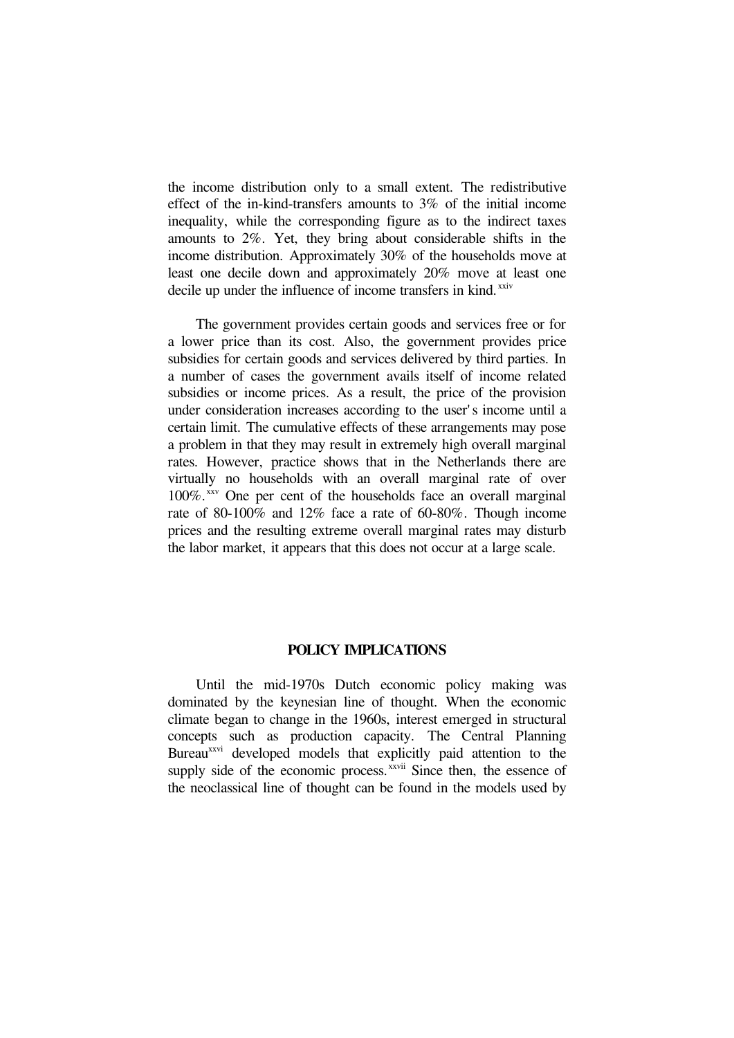the income distribution only to a small extent. The redistributive effect of the in-kind-transfers amounts to 3% of the initial income inequality, while the corresponding figure as to the indirect taxes amounts to 2%. Yet, they bring about considerable shifts in the income distribution. Approximately 30% of the households move at least one decile down and approximately 20% move at least one decile up under the influence of income transfers in kind.[xxiv]

The government provides certain goods and services free or for a lower price than its cost. Also, the government provides price subsidies for certain goods and services delivered by third parties. In a number of cases the government avails itself of income related subsidies or income prices. As a result, the price of the provision under consideration increases according to the user's income until a certain limit. The cumulative effects of these arrangements may pose a problem in that they may result in extremely high overall marginal rates. However, practice shows that in the Netherlands there are virtually no households with an overall marginal rate of over 100%.[xxv] One per cent of the households face an overall marginal rate of 80-100% and 12% face a rate of 60-80%. Though income prices and the resulting extreme overall marginal rates may disturb the labor market, it appears that this does not occur at a large scale.

## POLICY IMPLICATIONS

Until the mid-1970s Dutch economic policy making was dominated by the keynesian line of thought. When the economic climate began to change in the 1960s, interest emerged in structural concepts such as production capacity. The Central Planning Bureau[xxvi] developed models that explicitly paid attention to the supply side of the economic process.[xxvii] Since then, the essence of the neoclassical line of thought can be found in the models used by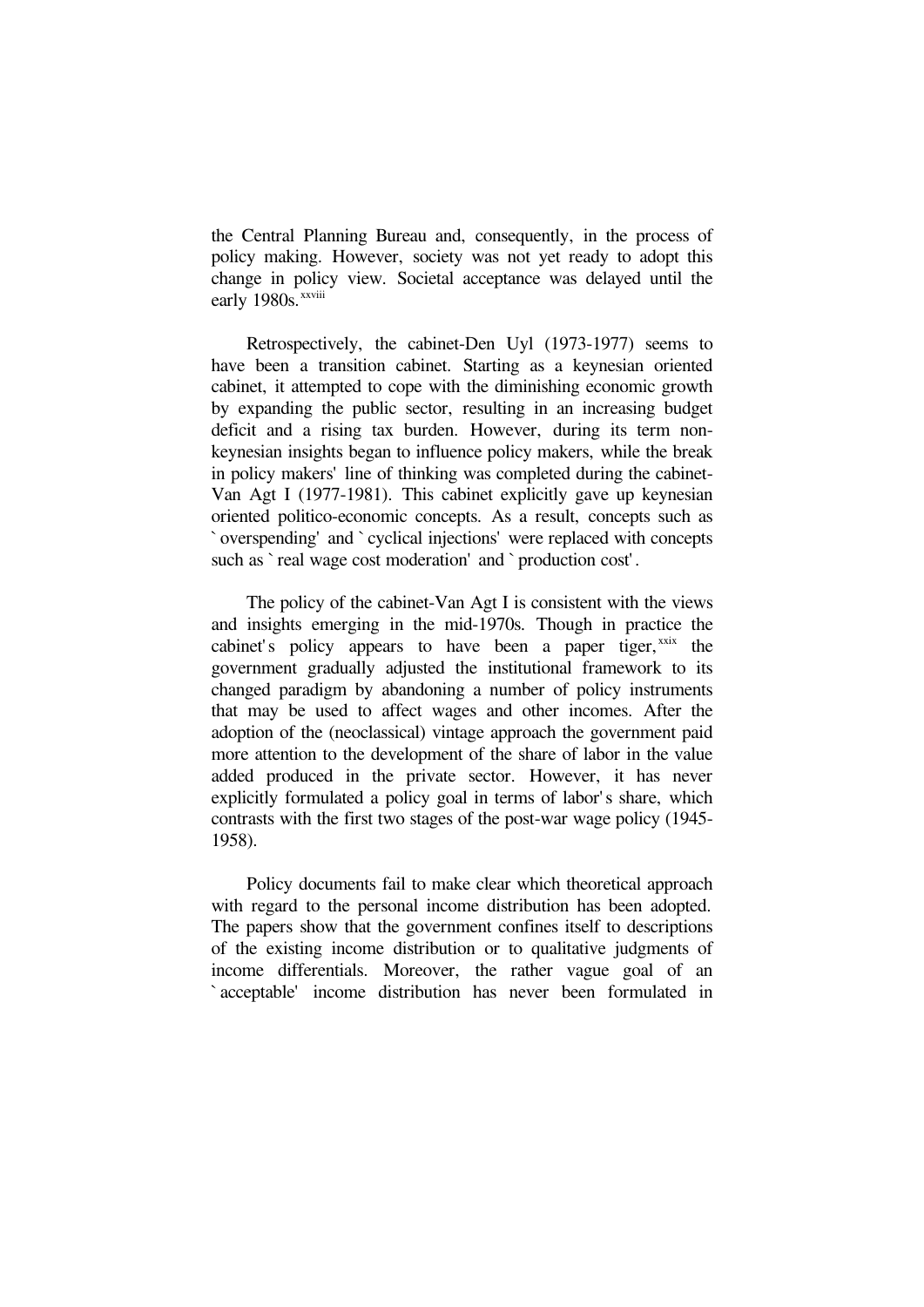the Central Planning Bureau and, consequently, in the process of policy making. However, society was not yet ready to adopt this change in policy view. Societal acceptance was delayed until the early 1980s.[xxviii]

Retrospectively, the cabinet-Den Uyl (1973-1977) seems to have been a transition cabinet. Starting as a keynesian oriented cabinet, it attempted to cope with the diminishing economic growth by expanding the public sector, resulting in an increasing budget deficit and a rising tax burden. However, during its term non-keynesian insights began to influence policy makers, while the break in policy makers' line of thinking was completed during the cabinet-Van Agt I (1977-1981). This cabinet explicitly gave up keynesian oriented politico-economic concepts. As a result, concepts such as `overspending' and `cyclical injections' were replaced with concepts such as `real wage cost moderation' and `production cost'.

The policy of the cabinet-Van Agt I is consistent with the views and insights emerging in the mid-1970s. Though in practice the cabinet's policy appears to have been a paper tiger,[xxix] the government gradually adjusted the institutional framework to its changed paradigm by abandoning a number of policy instruments that may be used to affect wages and other incomes. After the adoption of the (neoclassical) vintage approach the government paid more attention to the development of the share of labor in the value added produced in the private sector. However, it has never explicitly formulated a policy goal in terms of labor's share, which contrasts with the first two stages of the post-war wage policy (1945-1958).

Policy documents fail to make clear which theoretical approach with regard to the personal income distribution has been adopted. The papers show that the government confines itself to descriptions of the existing income distribution or to qualitative judgments of income differentials. Moreover, the rather vague goal of an `acceptable' income distribution has never been formulated in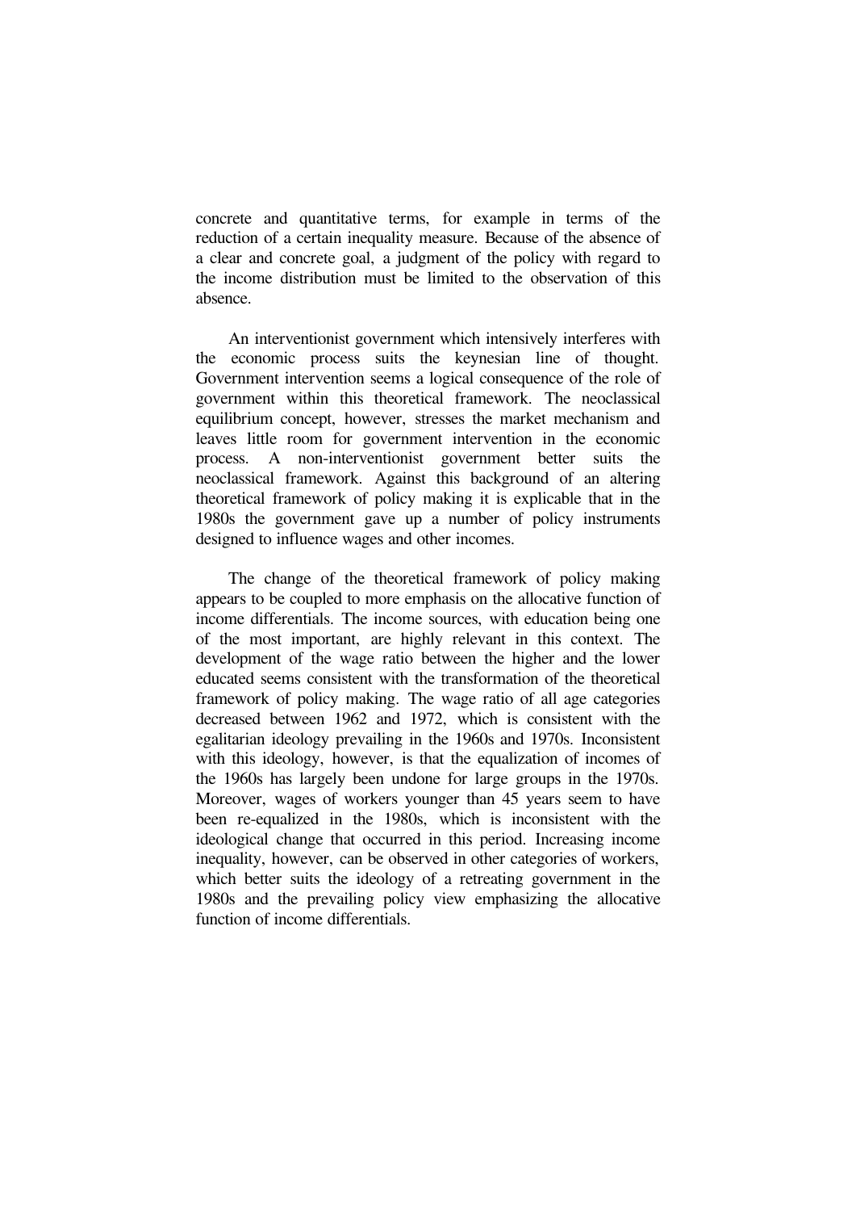concrete and quantitative terms, for example in terms of the reduction of a certain inequality measure. Because of the absence of a clear and concrete goal, a judgment of the policy with regard to the income distribution must be limited to the observation of this absence.

An interventionist government which intensively interferes with the economic process suits the keynesian line of thought. Government intervention seems a logical consequence of the role of government within this theoretical framework. The neoclassical equilibrium concept, however, stresses the market mechanism and leaves little room for government intervention in the economic process. A non-interventionist government better suits the neoclassical framework. Against this background of an altering theoretical framework of policy making it is explicable that in the 1980s the government gave up a number of policy instruments designed to influence wages and other incomes.

The change of the theoretical framework of policy making appears to be coupled to more emphasis on the allocative function of income differentials. The income sources, with education being one of the most important, are highly relevant in this context. The development of the wage ratio between the higher and the lower educated seems consistent with the transformation of the theoretical framework of policy making. The wage ratio of all age categories decreased between 1962 and 1972, which is consistent with the egalitarian ideology prevailing in the 1960s and 1970s. Inconsistent with this ideology, however, is that the equalization of incomes of the 1960s has largely been undone for large groups in the 1970s. Moreover, wages of workers younger than 45 years seem to have been re-equalized in the 1980s, which is inconsistent with the ideological change that occurred in this period. Increasing income inequality, however, can be observed in other categories of workers, which better suits the ideology of a retreating government in the 1980s and the prevailing policy view emphasizing the allocative function of income differentials.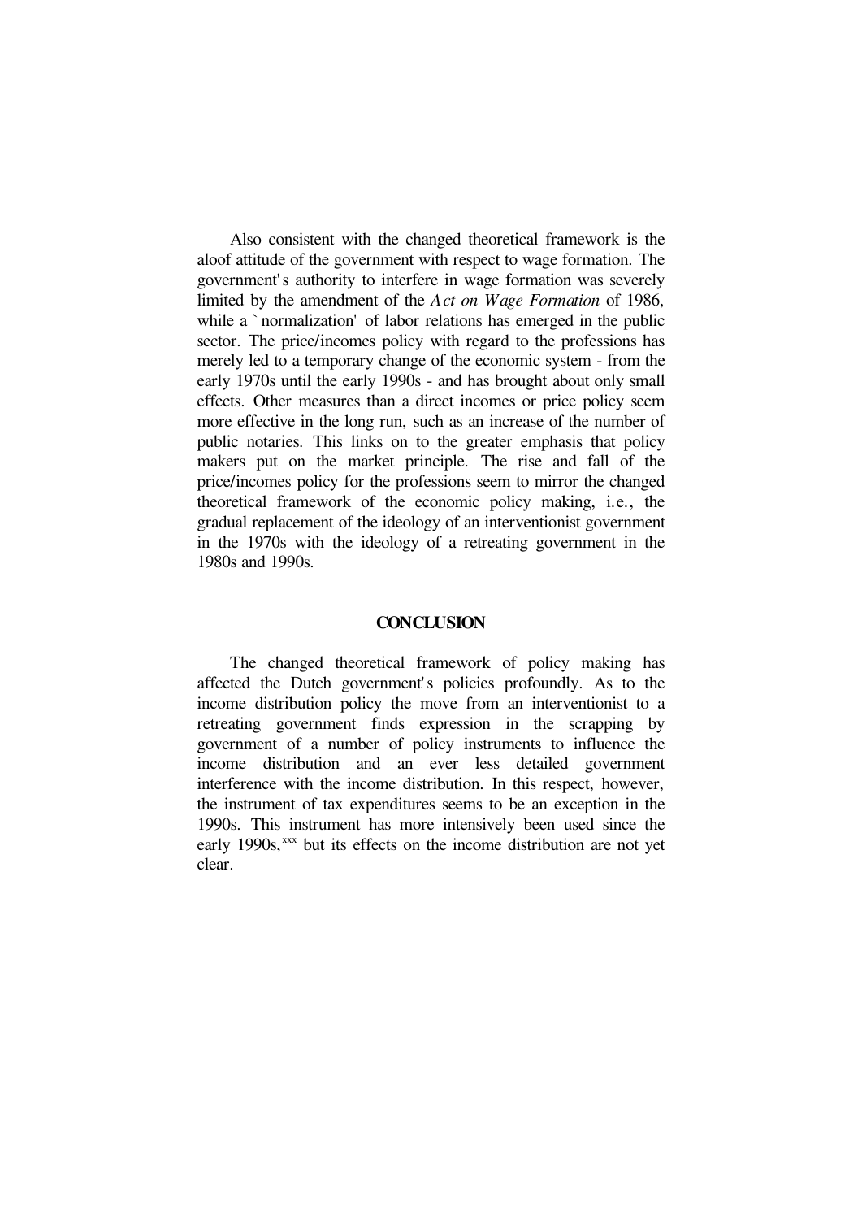Also consistent with the changed theoretical framework is the aloof attitude of the government with respect to wage formation. The government's authority to interfere in wage formation was severely limited by the amendment of the *Act on Wage Formation* of 1986, while a `normalization' of labor relations has emerged in the public sector. The price/incomes policy with regard to the professions has merely led to a temporary change of the economic system - from the early 1970s until the early 1990s - and has brought about only small effects. Other measures than a direct incomes or price policy seem more effective in the long run, such as an increase of the number of public notaries. This links on to the greater emphasis that policy makers put on the market principle. The rise and fall of the price/incomes policy for the professions seem to mirror the changed theoretical framework of the economic policy making, i.e., the gradual replacement of the ideology of an interventionist government in the 1970s with the ideology of a retreating government in the 1980s and 1990s.

## CONCLUSION

The changed theoretical framework of policy making has affected the Dutch government's policies profoundly. As to the income distribution policy the move from an interventionist to a retreating government finds expression in the scrapping by government of a number of policy instruments to influence the income distribution and an ever less detailed government interference with the income distribution. In this respect, however, the instrument of tax expenditures seems to be an exception in the 1990s. This instrument has more intensively been used since the early 1990s,[xxx] but its effects on the income distribution are not yet clear.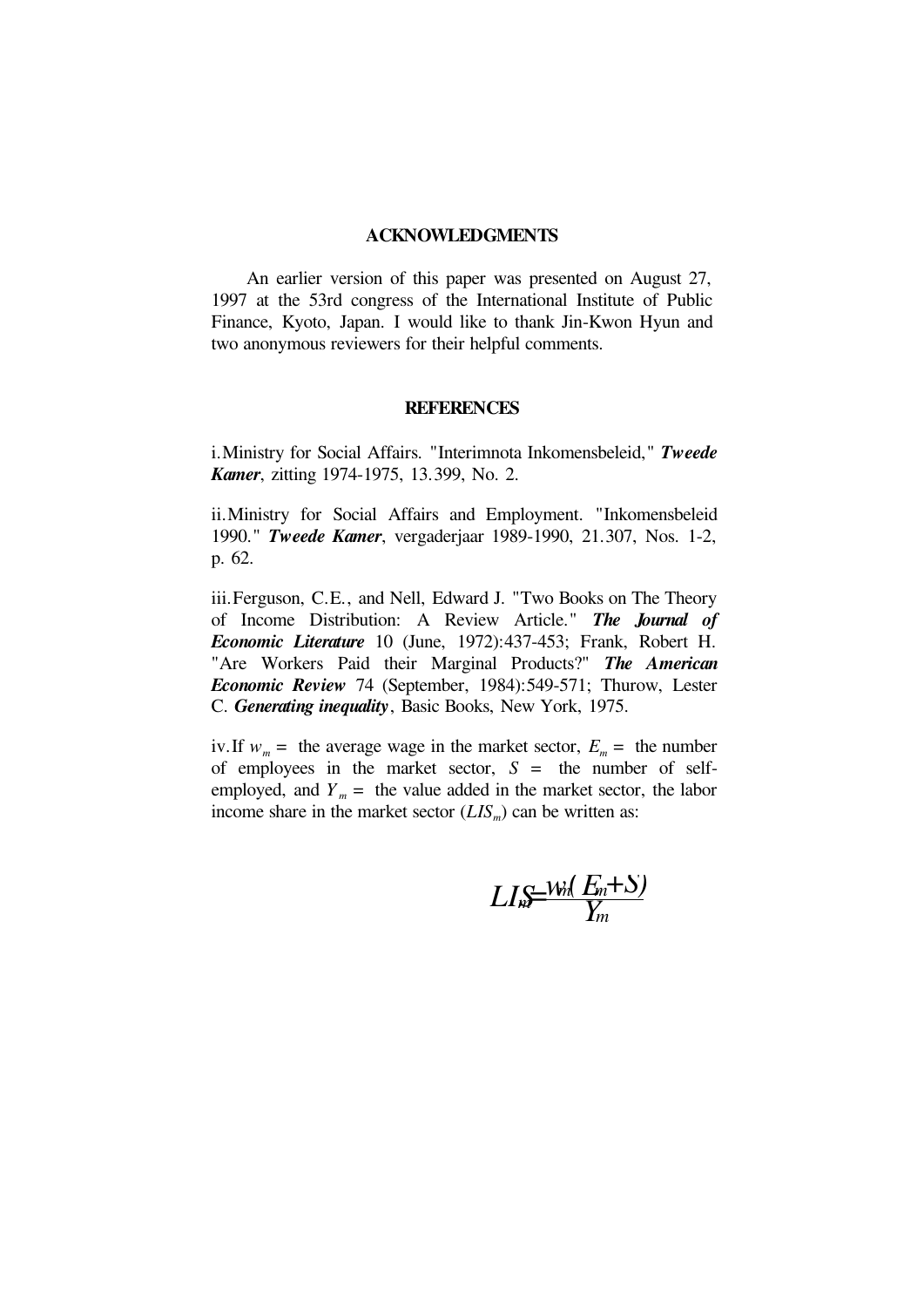## ACKNOWLEDGMENTS

An earlier version of this paper was presented on August 27, 1997 at the 53rd congress of the International Institute of Public Finance, Kyoto, Japan. I would like to thank Jin-Kwon Hyun and two anonymous reviewers for their helpful comments.

## REFERENCES

i. Ministry for Social Affairs. "Interimnota Inkomensbeleid," ***Tweede Kamer***, zitting 1974-1975, 13.399, No. 2.

ii. Ministry for Social Affairs and Employment. "Inkomensbeleid 1990." ***Tweede Kamer***, vergaderjaar 1989-1990, 21.307, Nos. 1-2, p. 62.

iii. Ferguson, C.E., and Nell, Edward J. "Two Books on The Theory of Income Distribution: A Review Article." ***The Journal of Economic Literature*** 10 (June, 1972):437-453; Frank, Robert H. "Are Workers Paid their Marginal Products?" ***The American Economic Review*** 74 (September, 1984):549-571; Thurow, Lester C. ***Generating inequality***, Basic Books, New York, 1975.

iv. If $w_m$ = the average wage in the market sector, $E_m$ = the number of employees in the market sector, $S$ = the number of self-employed, and $Y_m$ = the value added in the market sector, the labor income share in the market sector ($LIS_m$) can be written as:

$$LIS_m = \frac{w_m(E_m + S)}{Y_m}$$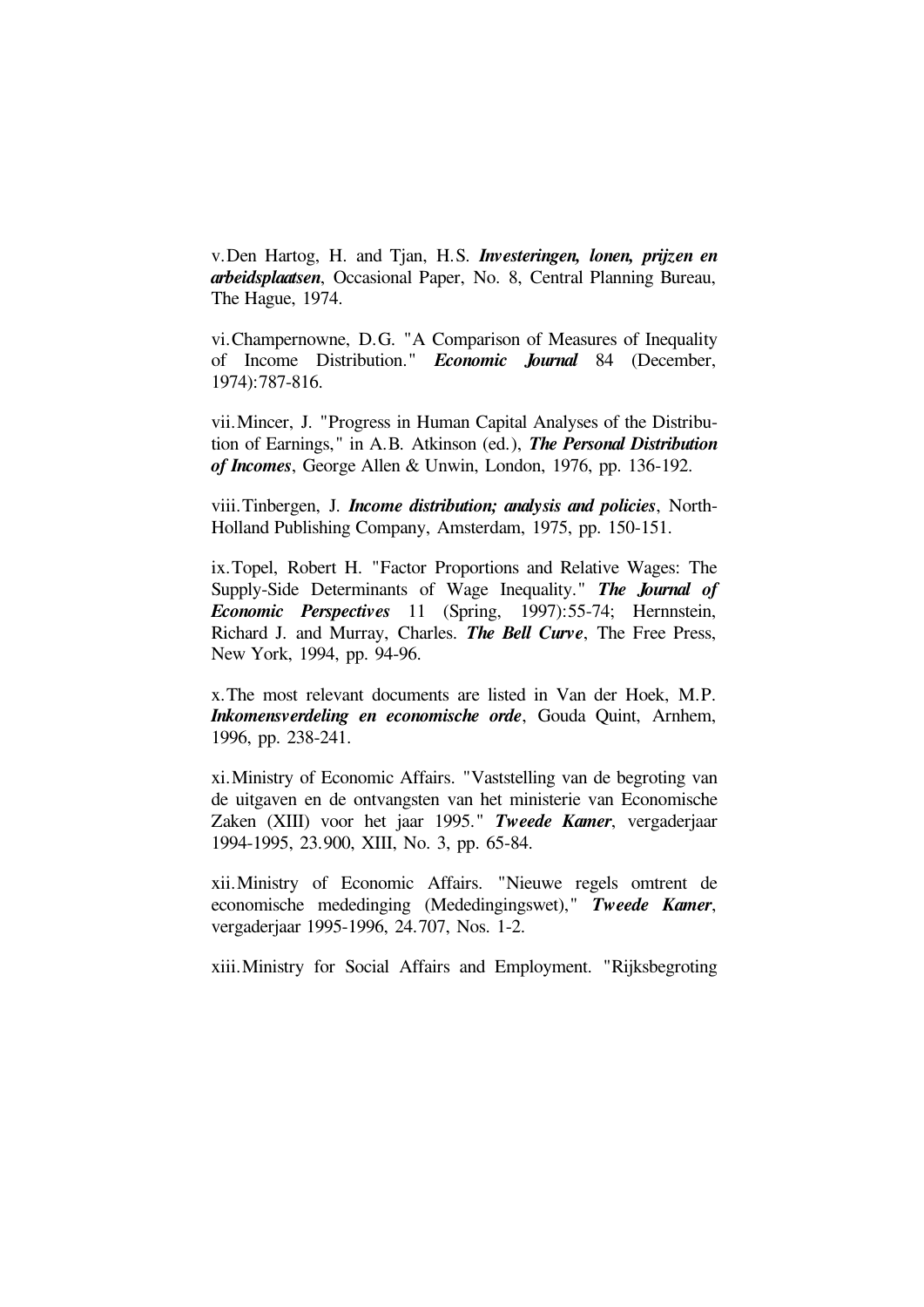v. Den Hartog, H. and Tjan, H.S. ***Investeringen, lonen, prijzen en arbeidsplaatsen***, Occasional Paper, No. 8, Central Planning Bureau, The Hague, 1974.

vi. Champernowne, D.G. "A Comparison of Measures of Inequality of Income Distribution." ***Economic Journal*** 84 (December, 1974):787-816.

vii. Mincer, J. "Progress in Human Capital Analyses of the Distribution of Earnings," in A.B. Atkinson (ed.), ***The Personal Distribution of Incomes***, George Allen & Unwin, London, 1976, pp. 136-192.

viii. Tinbergen, J. ***Income distribution; analysis and policies***, North-Holland Publishing Company, Amsterdam, 1975, pp. 150-151.

ix. Topel, Robert H. "Factor Proportions and Relative Wages: The Supply-Side Determinants of Wage Inequality." ***The Journal of Economic Perspectives*** 11 (Spring, 1997):55-74; Hernnstein, Richard J. and Murray, Charles. ***The Bell Curve***, The Free Press, New York, 1994, pp. 94-96.

x. The most relevant documents are listed in Van der Hoek, M.P. ***Inkomensverdeling en economische orde***, Gouda Quint, Arnhem, 1996, pp. 238-241.

xi. Ministry of Economic Affairs. "Vaststelling van de begroting van de uitgaven en de ontvangsten van het ministerie van Economische Zaken (XIII) voor het jaar 1995." ***Tweede Kamer***, vergaderjaar 1994-1995, 23.900, XIII, No. 3, pp. 65-84.

xii. Ministry of Economic Affairs. "Nieuwe regels omtrent de economische mededinging (Mededingingswet)," ***Tweede Kamer***, vergaderjaar 1995-1996, 24.707, Nos. 1-2.

xiii. Ministry for Social Affairs and Employment. "Rijksbegroting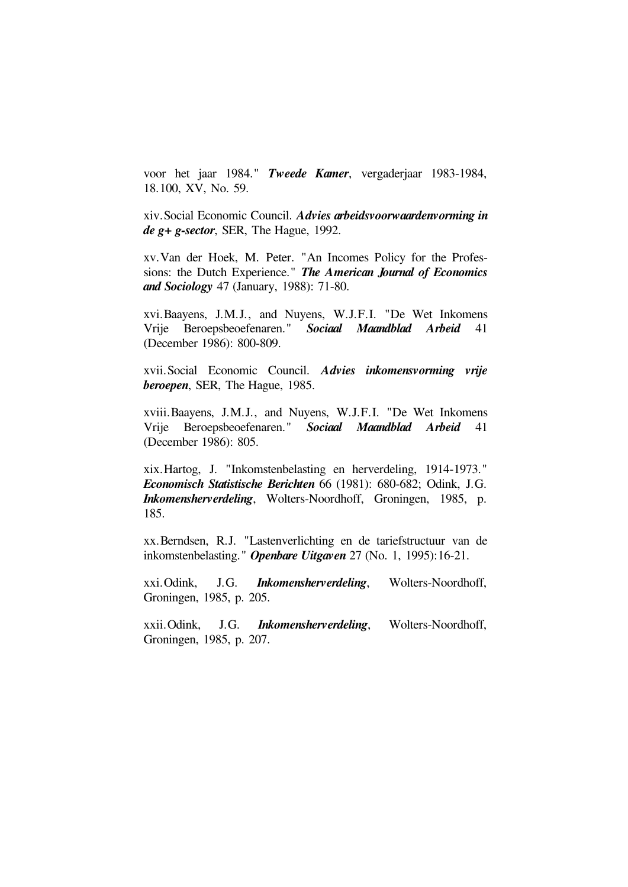voor het jaar 1984." ***Tweede Kamer***, vergaderjaar 1983-1984, 18.100, XV, No. 59.

xiv. Social Economic Council. ***Advies arbeidsvoorwaardenvorming in de g+ g-sector***, SER, The Hague, 1992.

xv. Van der Hoek, M. Peter. "An Incomes Policy for the Professions: the Dutch Experience." ***The American Journal of Economics and Sociology*** 47 (January, 1988): 71-80.

xvi. Baayens, J.M.J., and Nuyens, W.J.F.I. "De Wet Inkomens Vrije Beroepsbeoefenaren." ***Sociaal Maandblad Arbeid*** 41 (December 1986): 800-809.

xvii. Social Economic Council. ***Advies inkomensvorming vrije beroepen***, SER, The Hague, 1985.

xviii. Baayens, J.M.J., and Nuyens, W.J.F.I. "De Wet Inkomens Vrije Beroepsbeoefenaren." ***Sociaal Maandblad Arbeid*** 41 (December 1986): 805.

xix. Hartog, J. "Inkomstenbelasting en herverdeling, 1914-1973." ***Economisch Statistische Berichten*** 66 (1981): 680-682; Odink, J.G. ***Inkomensherverdeling***, Wolters-Noordhoff, Groningen, 1985, p. 185.

xx. Berndsen, R.J. "Lastenverlichting en de tariefstructuur van de inkomstenbelasting." ***Openbare Uitgaven*** 27 (No. 1, 1995):16-21.

xxi. Odink, J.G. ***Inkomensherverdeling***, Wolters-Noordhoff, Groningen, 1985, p. 205.

xxii. Odink, J.G. ***Inkomensherverdeling***, Wolters-Noordhoff, Groningen, 1985, p. 207.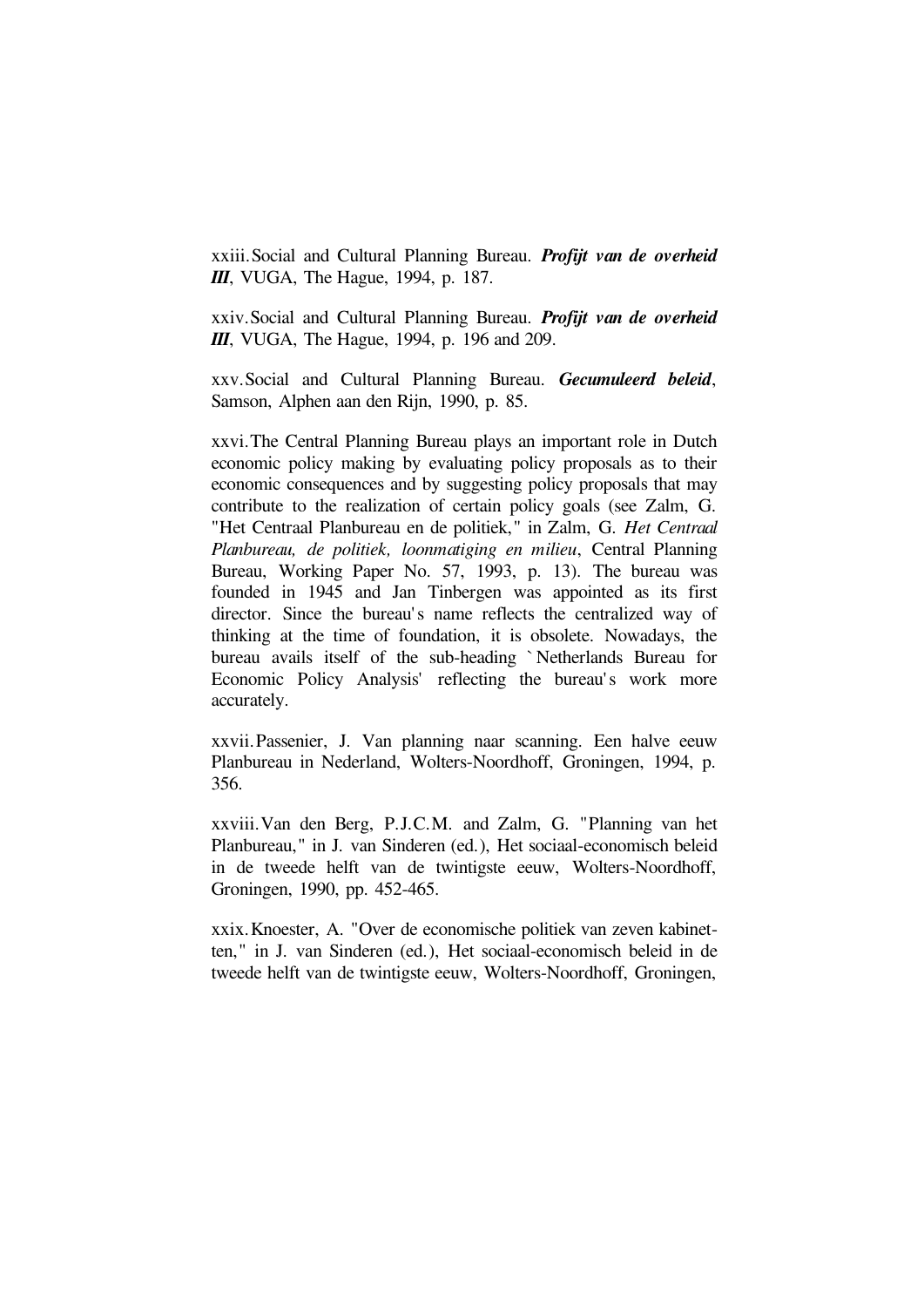xxiii. Social and Cultural Planning Bureau. ***Profijt van de overheid III***, VUGA, The Hague, 1994, p. 187.

xxiv. Social and Cultural Planning Bureau. ***Profijt van de overheid III***, VUGA, The Hague, 1994, p. 196 and 209.

xxv. Social and Cultural Planning Bureau. ***Gecumuleerd beleid***, Samson, Alphen aan den Rijn, 1990, p. 85.

xxvi. The Central Planning Bureau plays an important role in Dutch economic policy making by evaluating policy proposals as to their economic consequences and by suggesting policy proposals that may contribute to the realization of certain policy goals (see Zalm, G. "Het Centraal Planbureau en de politiek," in Zalm, G. *Het Centraal Planbureau, de politiek, loonmatiging en milieu*, Central Planning Bureau, Working Paper No. 57, 1993, p. 13). The bureau was founded in 1945 and Jan Tinbergen was appointed as its first director. Since the bureau's name reflects the centralized way of thinking at the time of foundation, it is obsolete. Nowadays, the bureau avails itself of the sub-heading `Netherlands Bureau for Economic Policy Analysis' reflecting the bureau's work more accurately.

xxvii. Passenier, J. Van planning naar scanning. Een halve eeuw Planbureau in Nederland, Wolters-Noordhoff, Groningen, 1994, p. 356.

xxviii. Van den Berg, P.J.C.M. and Zalm, G. "Planning van het Planbureau," in J. van Sinderen (ed.), Het sociaal-economisch beleid in de tweede helft van de twintigste eeuw, Wolters-Noordhoff, Groningen, 1990, pp. 452-465.

xxix. Knoester, A. "Over de economische politiek van zeven kabinetten," in J. van Sinderen (ed.), Het sociaal-economisch beleid in de tweede helft van de twintigste eeuw, Wolters-Noordhoff, Groningen,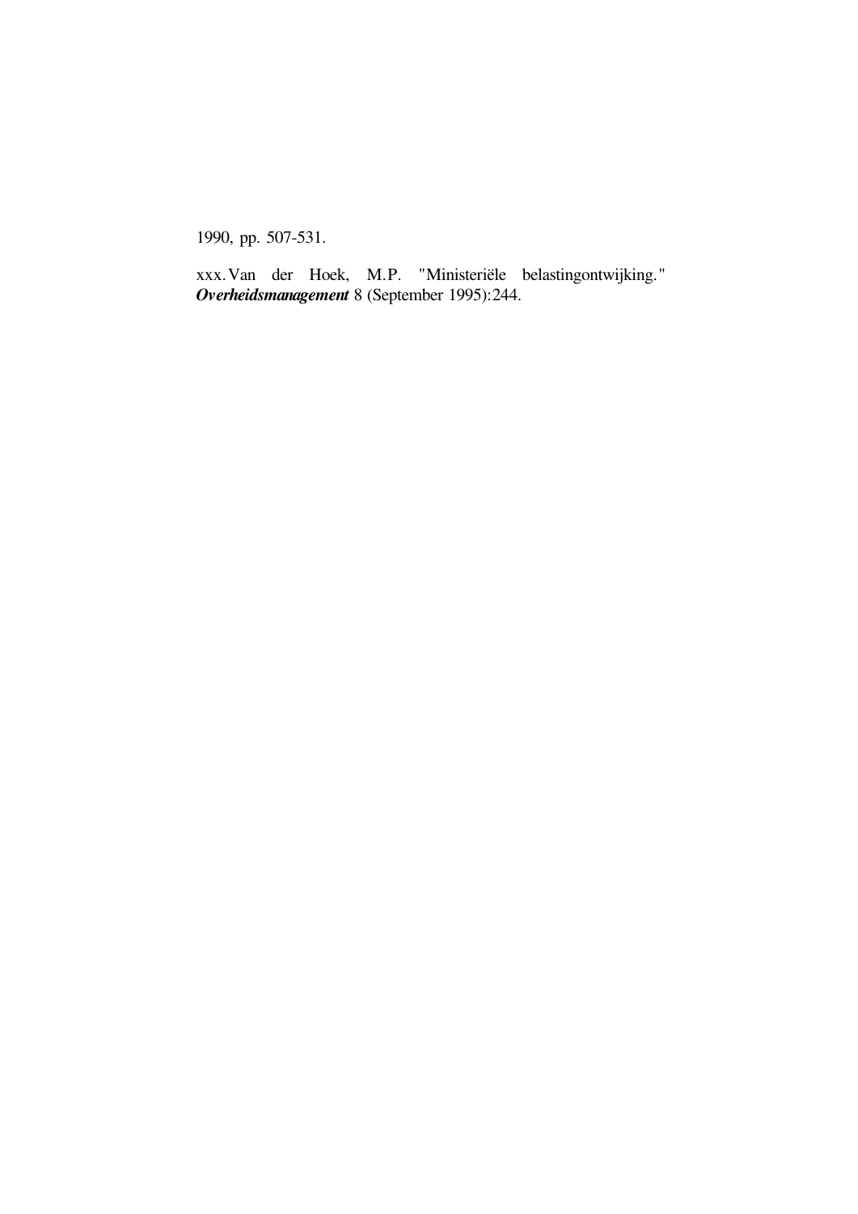1990, pp. 507-531.

xxx. Van der Hoek, M.P. "Ministeriële belastingontwijking." ***Overheidsmanagement*** 8 (September 1995):244.